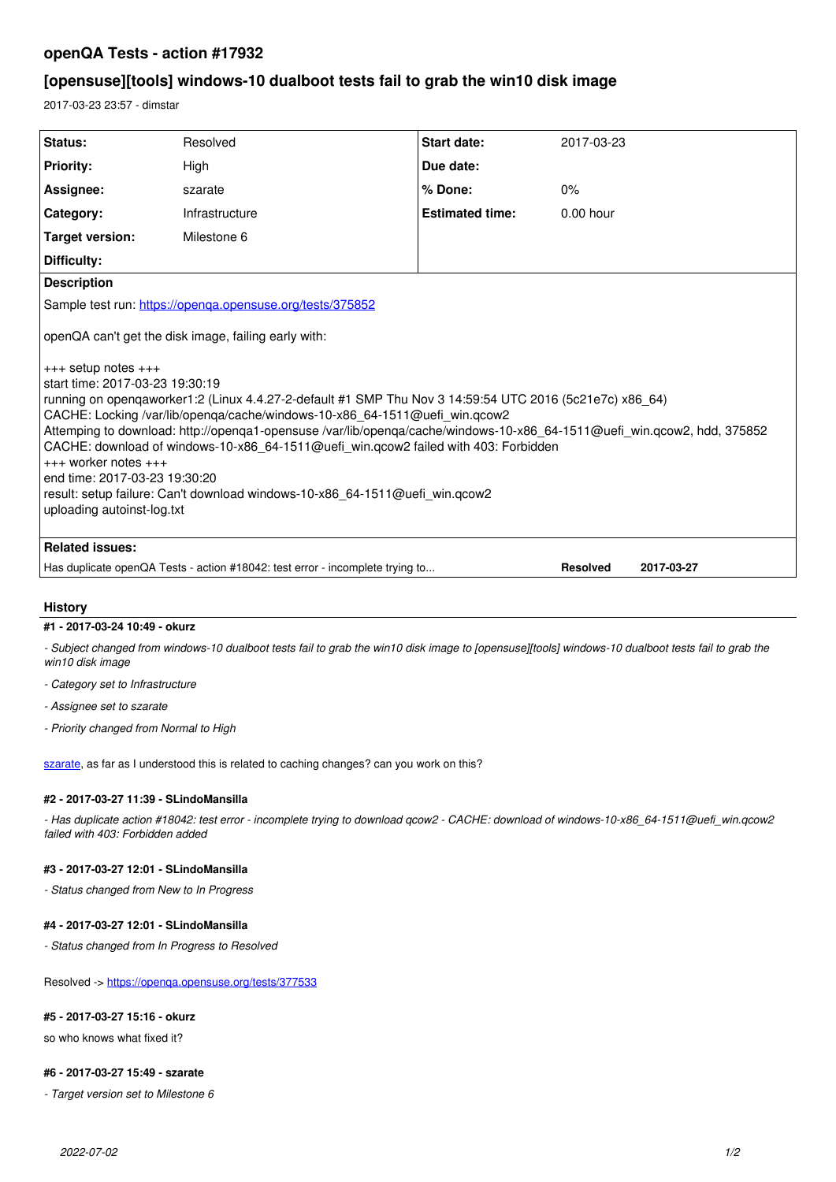## openQA Tests - action #17932

# [opensuse][tools] windows-10 dualboot tests fail to grab the win10 disk image

2017-03-23 23:57 - dimstar

| | | | |
|---|---|---|---|
| **Status:** | Resolved | **Start date:** | 2017-03-23 |
| **Priority:** | High | **Due date:** | |
| **Assignee:** | szarate | **% Done:** | 0% |
| **Category:** | Infrastructure | **Estimated time:** | 0.00 hour |
| **Target version:** | Milestone 6 | | |
| **Difficulty:** | | | |

**Description**

Sample test run: https://openqa.opensuse.org/tests/375852

openQA can't get the disk image, failing early with:

+++ setup notes +++
start time: 2017-03-23 19:30:19
running on openqaworker1:2 (Linux 4.4.27-2-default #1 SMP Thu Nov 3 14:59:54 UTC 2016 (5c21e7c) x86_64)
CACHE: Locking /var/lib/openqa/cache/windows-10-x86_64-1511@uefi_win.qcow2
Attemping to download: http://openqa1-opensuse /var/lib/openqa/cache/windows-10-x86_64-1511@uefi_win.qcow2, hdd, 375852
CACHE: download of windows-10-x86_64-1511@uefi_win.qcow2 failed with 403: Forbidden
+++ worker notes +++
end time: 2017-03-23 19:30:20
result: setup failure: Can't download windows-10-x86_64-1511@uefi_win.qcow2
uploading autoinst-log.txt

**Related issues:**

| | | |
|---|---|---|
| Has duplicate openQA Tests - action #18042: test error - incomplete trying to... | **Resolved** | **2017-03-27** |

## History

#### #1 - 2017-03-24 10:49 - okurz

*- Subject changed from windows-10 dualboot tests fail to grab the win10 disk image to [opensuse][tools] windows-10 dualboot tests fail to grab the win10 disk image*

*- Category set to Infrastructure*

*- Assignee set to szarate*

*- Priority changed from Normal to High*

szarate, as far as I understood this is related to caching changes? can you work on this?

#### #2 - 2017-03-27 11:39 - SLindoMansilla

*- Has duplicate action #18042: test error - incomplete trying to download qcow2 - CACHE: download of windows-10-x86_64-1511@uefi_win.qcow2 failed with 403: Forbidden added*

#### #3 - 2017-03-27 12:01 - SLindoMansilla

*- Status changed from New to In Progress*

#### #4 - 2017-03-27 12:01 - SLindoMansilla

*- Status changed from In Progress to Resolved*

Resolved -> https://openqa.opensuse.org/tests/377533

#### #5 - 2017-03-27 15:16 - okurz

so who knows what fixed it?

#### #6 - 2017-03-27 15:49 - szarate

*- Target version set to Milestone 6*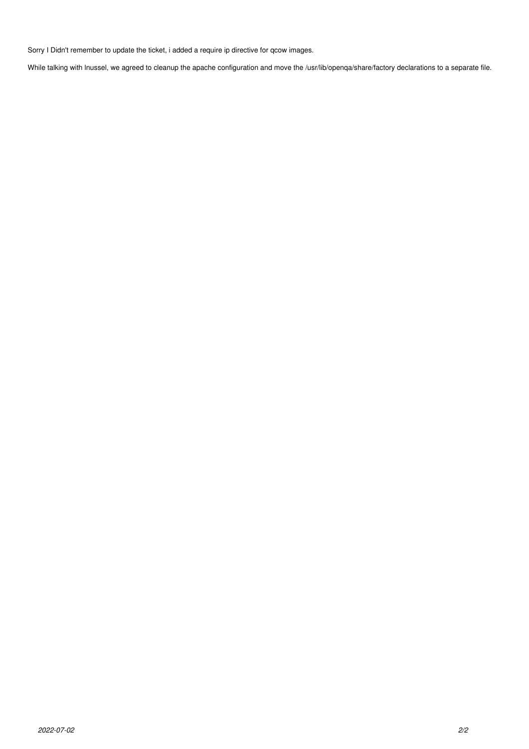Sorry I Didn't remember to update the ticket, i added a require ip directive for qcow images.

While talking with lnussel, we agreed to cleanup the apache configuration and move the /usr/lib/openqa/share/factory declarations to a separate file.